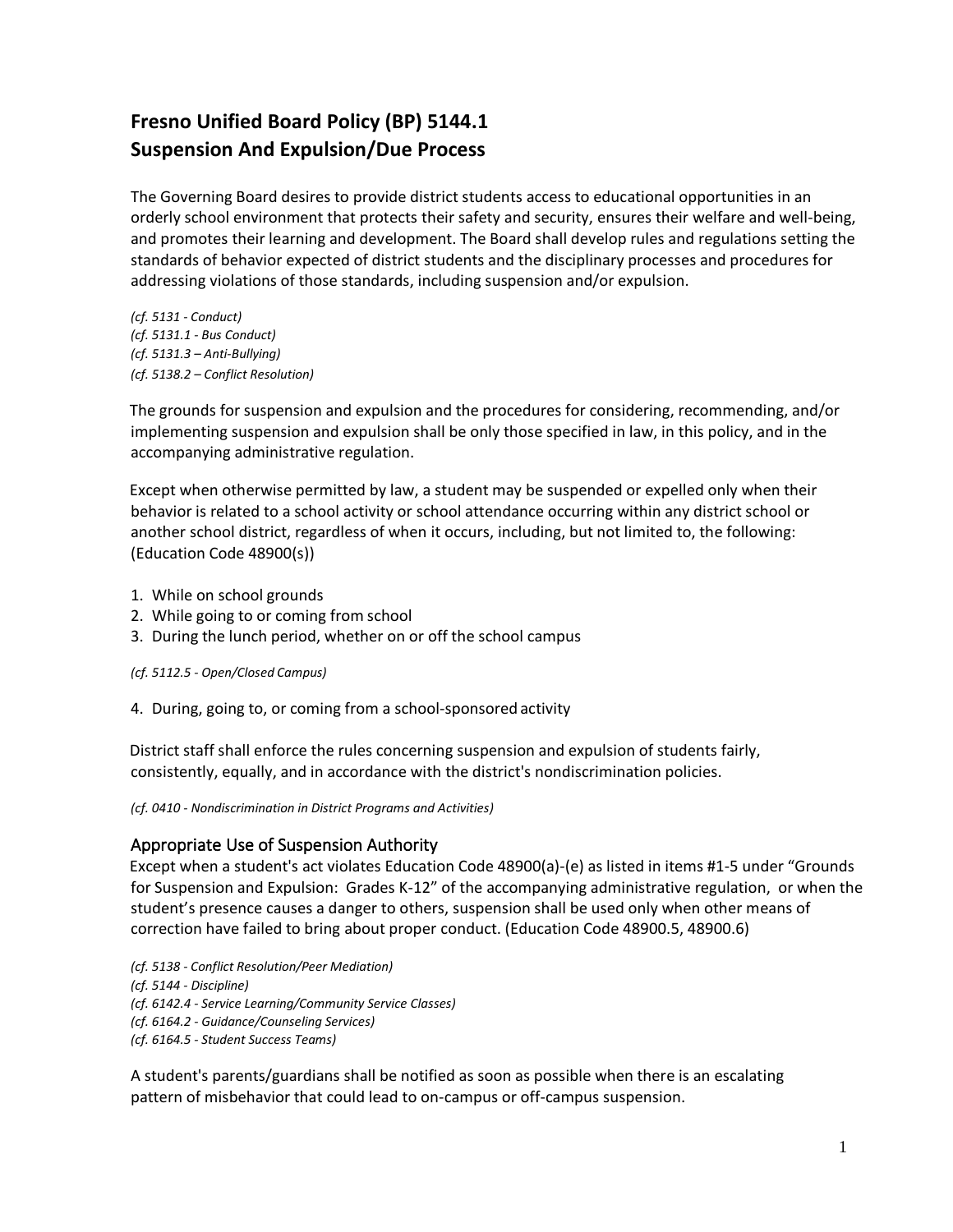# Fresno Unified Board Policy (BP) 5144.1
# Suspension And Expulsion/Due Process

The Governing Board desires to provide district students access to educational opportunities in an orderly school environment that protects their safety and security, ensures their welfare and well-being, and promotes their learning and development. The Board shall develop rules and regulations setting the standards of behavior expected of district students and the disciplinary processes and procedures for addressing violations of those standards, including suspension and/or expulsion.

*(cf. 5131 - Conduct)*
*(cf. 5131.1 - Bus Conduct)*
*(cf. 5131.3 – Anti-Bullying)*
*(cf. 5138.2 – Conflict Resolution)*

The grounds for suspension and expulsion and the procedures for considering, recommending, and/or implementing suspension and expulsion shall be only those specified in law, in this policy, and in the accompanying administrative regulation.

Except when otherwise permitted by law, a student may be suspended or expelled only when their behavior is related to a school activity or school attendance occurring within any district school or another school district, regardless of when it occurs, including, but not limited to, the following: (Education Code 48900(s))

1. While on school grounds
2. While going to or coming from school
3. During the lunch period, whether on or off the school campus

*(cf. 5112.5 - Open/Closed Campus)*

4. During, going to, or coming from a school-sponsored activity

District staff shall enforce the rules concerning suspension and expulsion of students fairly, consistently, equally, and in accordance with the district's nondiscrimination policies.

*(cf. 0410 - Nondiscrimination in District Programs and Activities)*

## Appropriate Use of Suspension Authority

Except when a student's act violates Education Code 48900(a)-(e) as listed in items #1-5 under "Grounds for Suspension and Expulsion: Grades K-12" of the accompanying administrative regulation, or when the student's presence causes a danger to others, suspension shall be used only when other means of correction have failed to bring about proper conduct. (Education Code 48900.5, 48900.6)

*(cf. 5138 - Conflict Resolution/Peer Mediation)*
*(cf. 5144 - Discipline)*
*(cf. 6142.4 - Service Learning/Community Service Classes)*
*(cf. 6164.2 - Guidance/Counseling Services)*
*(cf. 6164.5 - Student Success Teams)*

A student's parents/guardians shall be notified as soon as possible when there is an escalating pattern of misbehavior that could lead to on-campus or off-campus suspension.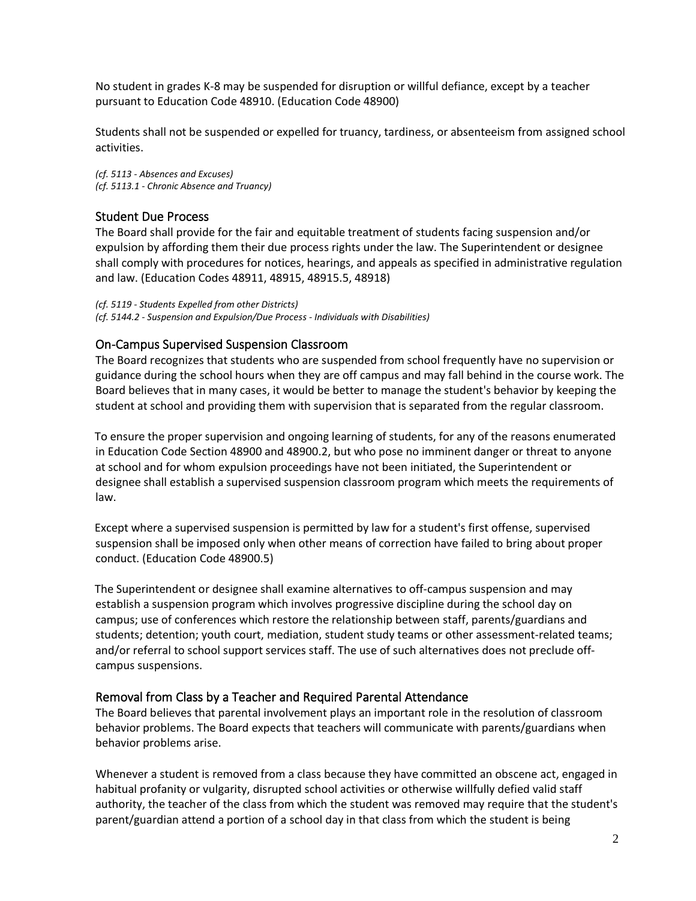No student in grades K-8 may be suspended for disruption or willful defiance, except by a teacher pursuant to Education Code 48910. (Education Code 48900)

Students shall not be suspended or expelled for truancy, tardiness, or absenteeism from assigned school activities.

*(cf. 5113 - Absences and Excuses)*
*(cf. 5113.1 - Chronic Absence and Truancy)*

## Student Due Process

The Board shall provide for the fair and equitable treatment of students facing suspension and/or expulsion by affording them their due process rights under the law. The Superintendent or designee shall comply with procedures for notices, hearings, and appeals as specified in administrative regulation and law. (Education Codes 48911, 48915, 48915.5, 48918)

*(cf. 5119 - Students Expelled from other Districts)*
*(cf. 5144.2 - Suspension and Expulsion/Due Process - Individuals with Disabilities)*

## On-Campus Supervised Suspension Classroom

The Board recognizes that students who are suspended from school frequently have no supervision or guidance during the school hours when they are off campus and may fall behind in the course work. The Board believes that in many cases, it would be better to manage the student's behavior by keeping the student at school and providing them with supervision that is separated from the regular classroom.

To ensure the proper supervision and ongoing learning of students, for any of the reasons enumerated in Education Code Section 48900 and 48900.2, but who pose no imminent danger or threat to anyone at school and for whom expulsion proceedings have not been initiated, the Superintendent or designee shall establish a supervised suspension classroom program which meets the requirements of law.

Except where a supervised suspension is permitted by law for a student's first offense, supervised suspension shall be imposed only when other means of correction have failed to bring about proper conduct. (Education Code 48900.5)

The Superintendent or designee shall examine alternatives to off-campus suspension and may establish a suspension program which involves progressive discipline during the school day on campus; use of conferences which restore the relationship between staff, parents/guardians and students; detention; youth court, mediation, student study teams or other assessment-related teams; and/or referral to school support services staff. The use of such alternatives does not preclude off-campus suspensions.

## Removal from Class by a Teacher and Required Parental Attendance

The Board believes that parental involvement plays an important role in the resolution of classroom behavior problems. The Board expects that teachers will communicate with parents/guardians when behavior problems arise.

Whenever a student is removed from a class because they have committed an obscene act, engaged in habitual profanity or vulgarity, disrupted school activities or otherwise willfully defied valid staff authority, the teacher of the class from which the student was removed may require that the student's parent/guardian attend a portion of a school day in that class from which the student is being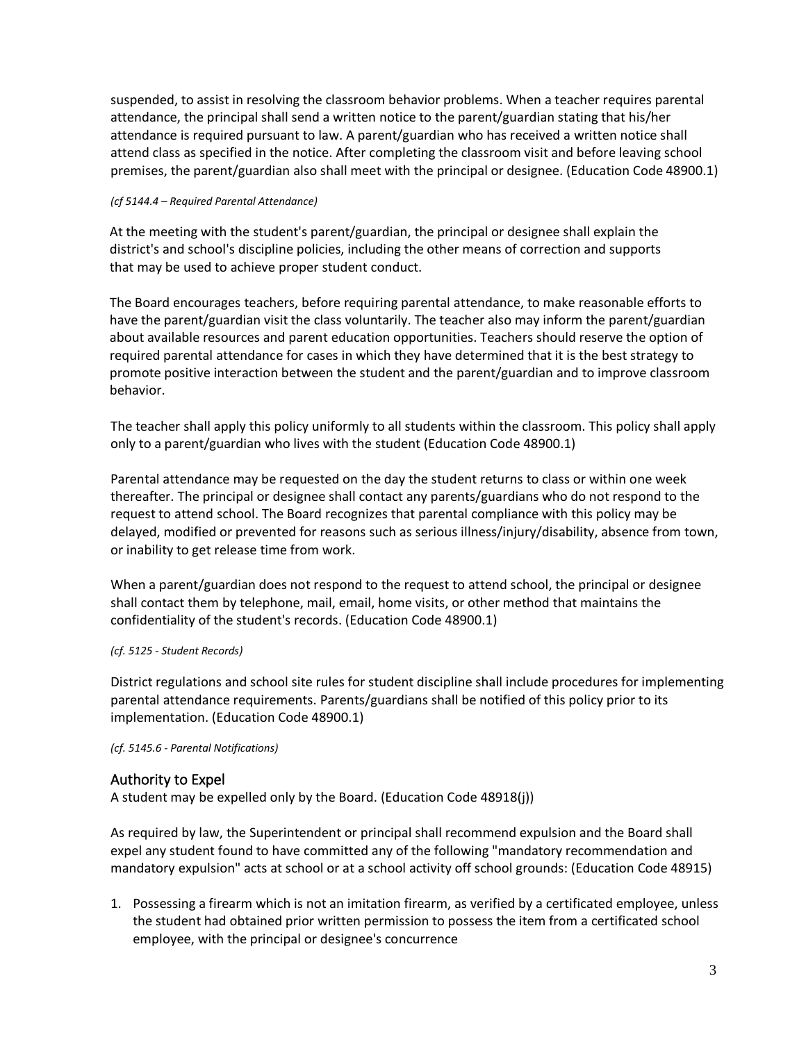suspended, to assist in resolving the classroom behavior problems. When a teacher requires parental attendance, the principal shall send a written notice to the parent/guardian stating that his/her attendance is required pursuant to law. A parent/guardian who has received a written notice shall attend class as specified in the notice. After completing the classroom visit and before leaving school premises, the parent/guardian also shall meet with the principal or designee. (Education Code 48900.1)

*(cf 5144.4 – Required Parental Attendance)*

At the meeting with the student's parent/guardian, the principal or designee shall explain the district's and school's discipline policies, including the other means of correction and supports that may be used to achieve proper student conduct.

The Board encourages teachers, before requiring parental attendance, to make reasonable efforts to have the parent/guardian visit the class voluntarily. The teacher also may inform the parent/guardian about available resources and parent education opportunities. Teachers should reserve the option of required parental attendance for cases in which they have determined that it is the best strategy to promote positive interaction between the student and the parent/guardian and to improve classroom behavior.

The teacher shall apply this policy uniformly to all students within the classroom. This policy shall apply only to a parent/guardian who lives with the student (Education Code 48900.1)

Parental attendance may be requested on the day the student returns to class or within one week thereafter. The principal or designee shall contact any parents/guardians who do not respond to the request to attend school. The Board recognizes that parental compliance with this policy may be delayed, modified or prevented for reasons such as serious illness/injury/disability, absence from town, or inability to get release time from work.

When a parent/guardian does not respond to the request to attend school, the principal or designee shall contact them by telephone, mail, email, home visits, or other method that maintains the confidentiality of the student's records. (Education Code 48900.1)

*(cf. 5125 - Student Records)*

District regulations and school site rules for student discipline shall include procedures for implementing parental attendance requirements. Parents/guardians shall be notified of this policy prior to its implementation. (Education Code 48900.1)

*(cf. 5145.6 - Parental Notifications)*

## Authority to Expel

A student may be expelled only by the Board. (Education Code 48918(j))

As required by law, the Superintendent or principal shall recommend expulsion and the Board shall expel any student found to have committed any of the following "mandatory recommendation and mandatory expulsion" acts at school or at a school activity off school grounds: (Education Code 48915)

1. Possessing a firearm which is not an imitation firearm, as verified by a certificated employee, unless the student had obtained prior written permission to possess the item from a certificated school employee, with the principal or designee's concurrence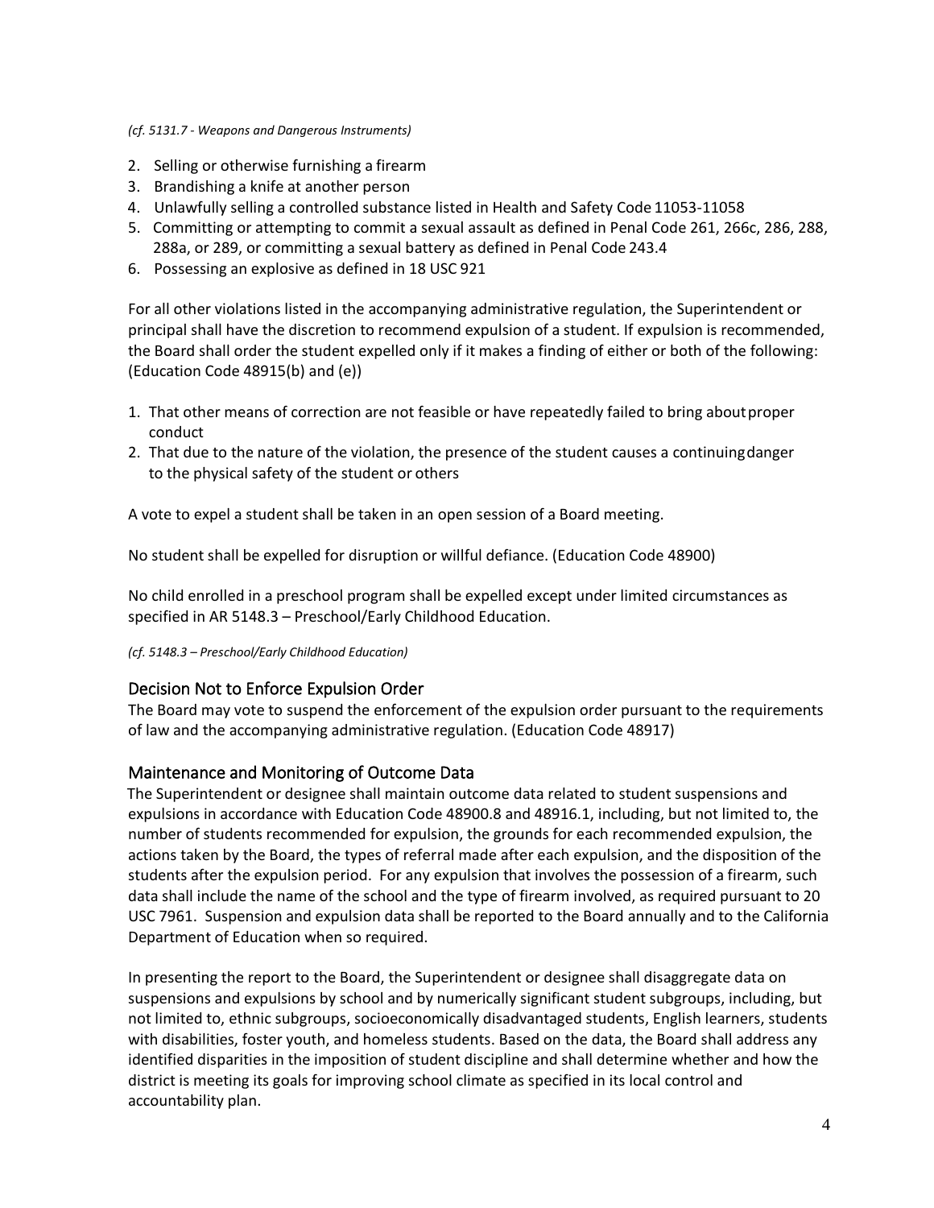*(cf. 5131.7 - Weapons and Dangerous Instruments)*

2. Selling or otherwise furnishing a firearm
3. Brandishing a knife at another person
4. Unlawfully selling a controlled substance listed in Health and Safety Code 11053-11058
5. Committing or attempting to commit a sexual assault as defined in Penal Code 261, 266c, 286, 288, 288a, or 289, or committing a sexual battery as defined in Penal Code 243.4
6. Possessing an explosive as defined in 18 USC 921

For all other violations listed in the accompanying administrative regulation, the Superintendent or principal shall have the discretion to recommend expulsion of a student. If expulsion is recommended, the Board shall order the student expelled only if it makes a finding of either or both of the following: (Education Code 48915(b) and (e))

1. That other means of correction are not feasible or have repeatedly failed to bring about proper conduct
2. That due to the nature of the violation, the presence of the student causes a continuing danger to the physical safety of the student or others

A vote to expel a student shall be taken in an open session of a Board meeting.

No student shall be expelled for disruption or willful defiance. (Education Code 48900)

No child enrolled in a preschool program shall be expelled except under limited circumstances as specified in AR 5148.3 – Preschool/Early Childhood Education.

*(cf. 5148.3 – Preschool/Early Childhood Education)*

## Decision Not to Enforce Expulsion Order

The Board may vote to suspend the enforcement of the expulsion order pursuant to the requirements of law and the accompanying administrative regulation. (Education Code 48917)

## Maintenance and Monitoring of Outcome Data

The Superintendent or designee shall maintain outcome data related to student suspensions and expulsions in accordance with Education Code 48900.8 and 48916.1, including, but not limited to, the number of students recommended for expulsion, the grounds for each recommended expulsion, the actions taken by the Board, the types of referral made after each expulsion, and the disposition of the students after the expulsion period. For any expulsion that involves the possession of a firearm, such data shall include the name of the school and the type of firearm involved, as required pursuant to 20 USC 7961. Suspension and expulsion data shall be reported to the Board annually and to the California Department of Education when so required.

In presenting the report to the Board, the Superintendent or designee shall disaggregate data on suspensions and expulsions by school and by numerically significant student subgroups, including, but not limited to, ethnic subgroups, socioeconomically disadvantaged students, English learners, students with disabilities, foster youth, and homeless students. Based on the data, the Board shall address any identified disparities in the imposition of student discipline and shall determine whether and how the district is meeting its goals for improving school climate as specified in its local control and accountability plan.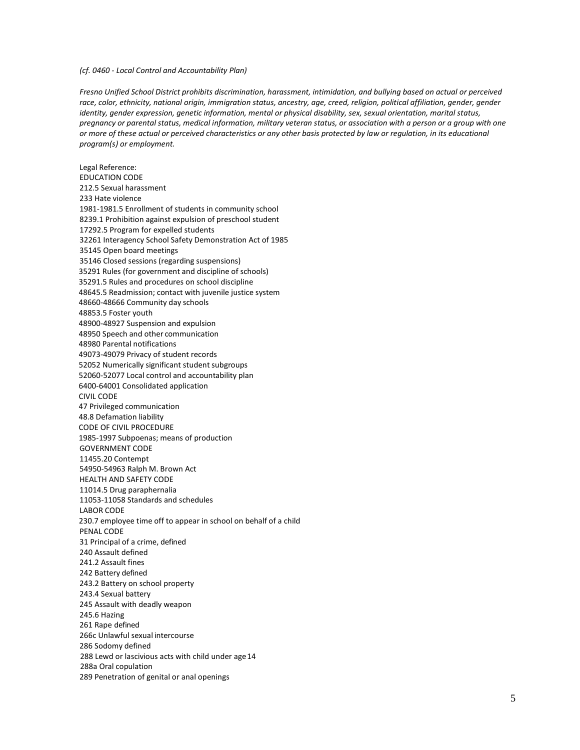*(cf. 0460 - Local Control and Accountability Plan)*

*Fresno Unified School District prohibits discrimination, harassment, intimidation, and bullying based on actual or perceived race, color, ethnicity, national origin, immigration status, ancestry, age, creed, religion, political affiliation, gender, gender identity, gender expression, genetic information, mental or physical disability, sex, sexual orientation, marital status, pregnancy or parental status, medical information, military veteran status, or association with a person or a group with one or more of these actual or perceived characteristics or any other basis protected by law or regulation, in its educational program(s) or employment.*

Legal Reference:
EDUCATION CODE
212.5 Sexual harassment
233 Hate violence
1981-1981.5 Enrollment of students in community school
8239.1 Prohibition against expulsion of preschool student
17292.5 Program for expelled students
32261 Interagency School Safety Demonstration Act of 1985
35145 Open board meetings
35146 Closed sessions (regarding suspensions)
35291 Rules (for government and discipline of schools)
35291.5 Rules and procedures on school discipline
48645.5 Readmission; contact with juvenile justice system
48660-48666 Community day schools
48853.5 Foster youth
48900-48927 Suspension and expulsion
48950 Speech and other communication
48980 Parental notifications
49073-49079 Privacy of student records
52052 Numerically significant student subgroups
52060-52077 Local control and accountability plan
6400-64001 Consolidated application
CIVIL CODE
47 Privileged communication
48.8 Defamation liability
CODE OF CIVIL PROCEDURE
1985-1997 Subpoenas; means of production
GOVERNMENT CODE
11455.20 Contempt
54950-54963 Ralph M. Brown Act
HEALTH AND SAFETY CODE
11014.5 Drug paraphernalia
11053-11058 Standards and schedules
LABOR CODE
230.7 employee time off to appear in school on behalf of a child
PENAL CODE
31 Principal of a crime, defined
240 Assault defined
241.2 Assault fines
242 Battery defined
243.2 Battery on school property
243.4 Sexual battery
245 Assault with deadly weapon
245.6 Hazing
261 Rape defined
266c Unlawful sexual intercourse
286 Sodomy defined
288 Lewd or lascivious acts with child under age 14
288a Oral copulation
289 Penetration of genital or anal openings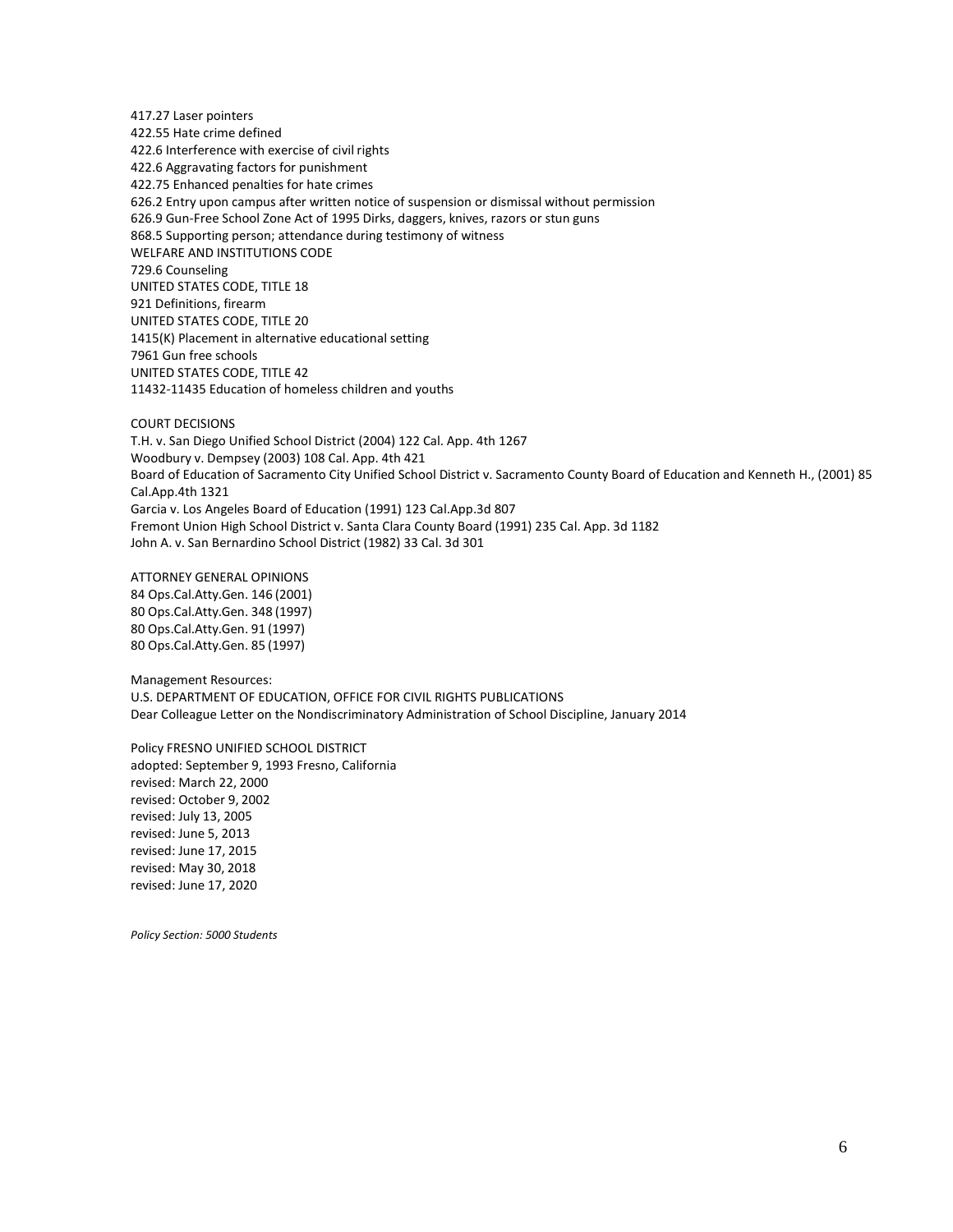417.27 Laser pointers
422.55 Hate crime defined
422.6 Interference with exercise of civil rights
422.6 Aggravating factors for punishment
422.75 Enhanced penalties for hate crimes
626.2 Entry upon campus after written notice of suspension or dismissal without permission
626.9 Gun-Free School Zone Act of 1995 Dirks, daggers, knives, razors or stun guns
868.5 Supporting person; attendance during testimony of witness
WELFARE AND INSTITUTIONS CODE
729.6 Counseling
UNITED STATES CODE, TITLE 18
921 Definitions, firearm
UNITED STATES CODE, TITLE 20
1415(K) Placement in alternative educational setting
7961 Gun free schools
UNITED STATES CODE, TITLE 42
11432-11435 Education of homeless children and youths

COURT DECISIONS
T.H. v. San Diego Unified School District (2004) 122 Cal. App. 4th 1267
Woodbury v. Dempsey (2003) 108 Cal. App. 4th 421
Board of Education of Sacramento City Unified School District v. Sacramento County Board of Education and Kenneth H., (2001) 85 Cal.App.4th 1321
Garcia v. Los Angeles Board of Education (1991) 123 Cal.App.3d 807
Fremont Union High School District v. Santa Clara County Board (1991) 235 Cal. App. 3d 1182
John A. v. San Bernardino School District (1982) 33 Cal. 3d 301

ATTORNEY GENERAL OPINIONS
84 Ops.Cal.Atty.Gen. 146 (2001)
80 Ops.Cal.Atty.Gen. 348 (1997)
80 Ops.Cal.Atty.Gen. 91 (1997)
80 Ops.Cal.Atty.Gen. 85 (1997)

Management Resources:
U.S. DEPARTMENT OF EDUCATION, OFFICE FOR CIVIL RIGHTS PUBLICATIONS
Dear Colleague Letter on the Nondiscriminatory Administration of School Discipline, January 2014

Policy FRESNO UNIFIED SCHOOL DISTRICT
adopted: September 9, 1993 Fresno, California
revised: March 22, 2000
revised: October 9, 2002
revised: July 13, 2005
revised: June 5, 2013
revised: June 17, 2015
revised: May 30, 2018
revised: June 17, 2020

*Policy Section: 5000 Students*